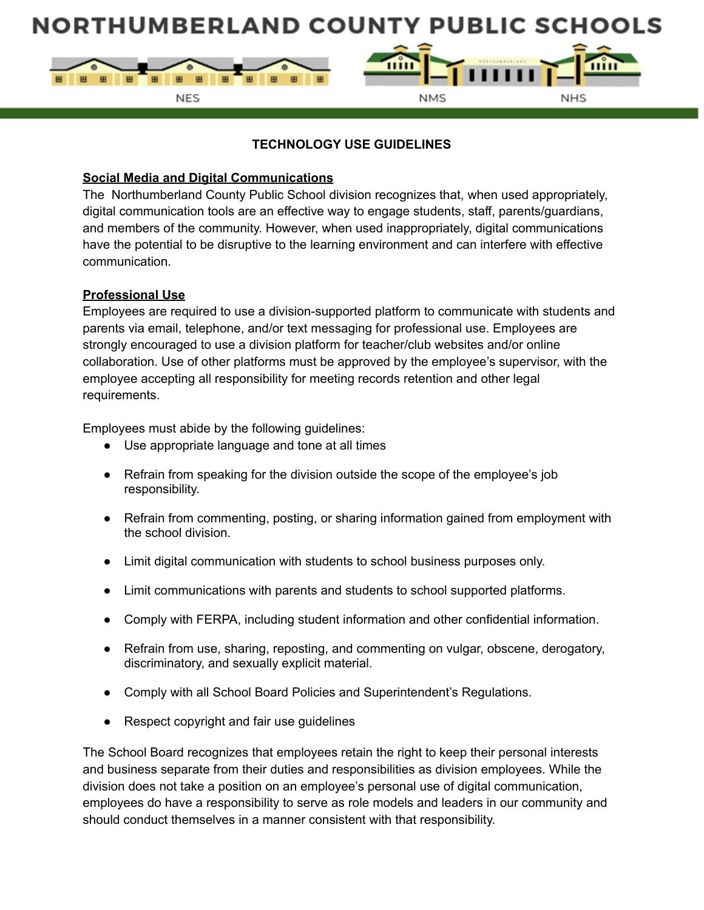# NORTHUMBERLAND COUNTY PUBLIC SCHOOLS

NES NMS NHS

## TECHNOLOGY USE GUIDELINES

### Social Media and Digital Communications

The Northumberland County Public School division recognizes that, when used appropriately, digital communication tools are an effective way to engage students, staff, parents/guardians, and members of the community. However, when used inappropriately, digital communications have the potential to be disruptive to the learning environment and can interfere with effective communication.

### Professional Use

Employees are required to use a division-supported platform to communicate with students and parents via email, telephone, and/or text messaging for professional use. Employees are strongly encouraged to use a division platform for teacher/club websites and/or online collaboration. Use of other platforms must be approved by the employee's supervisor, with the employee accepting all responsibility for meeting records retention and other legal requirements.

Employees must abide by the following guidelines:

- Use appropriate language and tone at all times
- Refrain from speaking for the division outside the scope of the employee's job responsibility.
- Refrain from commenting, posting, or sharing information gained from employment with the school division.
- Limit digital communication with students to school business purposes only.
- Limit communications with parents and students to school supported platforms.
- Comply with FERPA, including student information and other confidential information.
- Refrain from use, sharing, reposting, and commenting on vulgar, obscene, derogatory, discriminatory, and sexually explicit material.
- Comply with all School Board Policies and Superintendent's Regulations.
- Respect copyright and fair use guidelines

The School Board recognizes that employees retain the right to keep their personal interests and business separate from their duties and responsibilities as division employees. While the division does not take a position on an employee's personal use of digital communication, employees do have a responsibility to serve as role models and leaders in our community and should conduct themselves in a manner consistent with that responsibility.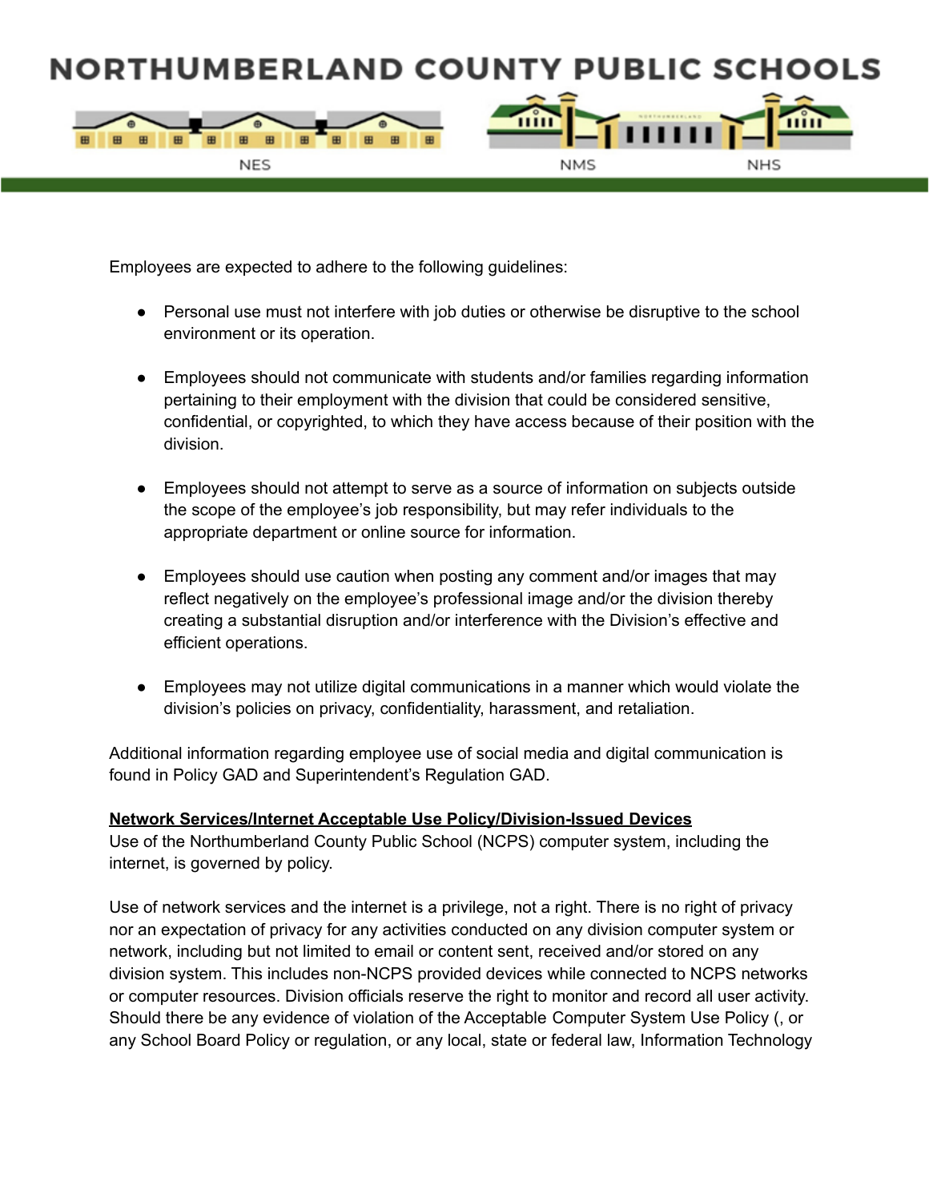Employees are expected to adhere to the following guidelines:

- Personal use must not interfere with job duties or otherwise be disruptive to the school environment or its operation.
- Employees should not communicate with students and/or families regarding information pertaining to their employment with the division that could be considered sensitive, confidential, or copyrighted, to which they have access because of their position with the division.
- Employees should not attempt to serve as a source of information on subjects outside the scope of the employee's job responsibility, but may refer individuals to the appropriate department or online source for information.
- Employees should use caution when posting any comment and/or images that may reflect negatively on the employee's professional image and/or the division thereby creating a substantial disruption and/or interference with the Division's effective and efficient operations.
- Employees may not utilize digital communications in a manner which would violate the division's policies on privacy, confidentiality, harassment, and retaliation.

Additional information regarding employee use of social media and digital communication is found in Policy GAD and Superintendent's Regulation GAD.

**Network Services/Internet Acceptable Use Policy/Division-Issued Devices**

Use of the Northumberland County Public School (NCPS) computer system, including the internet, is governed by policy.

Use of network services and the internet is a privilege, not a right. There is no right of privacy nor an expectation of privacy for any activities conducted on any division computer system or network, including but not limited to email or content sent, received and/or stored on any division system. This includes non-NCPS provided devices while connected to NCPS networks or computer resources. Division officials reserve the right to monitor and record all user activity. Should there be any evidence of violation of the Acceptable Computer System Use Policy (, or any School Board Policy or regulation, or any local, state or federal law, Information Technology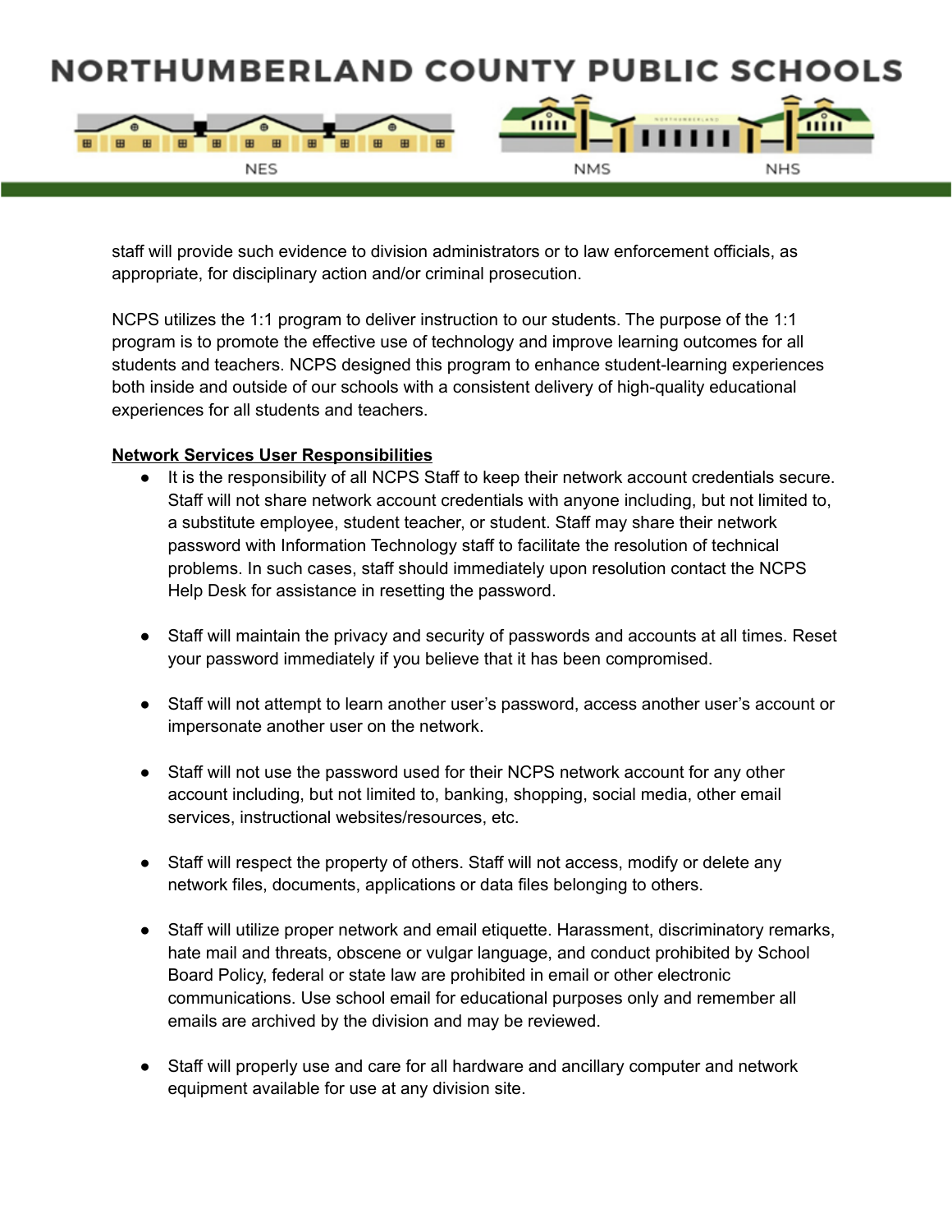staff will provide such evidence to division administrators or to law enforcement officials, as appropriate, for disciplinary action and/or criminal prosecution.

NCPS utilizes the 1:1 program to deliver instruction to our students. The purpose of the 1:1 program is to promote the effective use of technology and improve learning outcomes for all students and teachers. NCPS designed this program to enhance student-learning experiences both inside and outside of our schools with a consistent delivery of high-quality educational experiences for all students and teachers.

**Network Services User Responsibilities**

- It is the responsibility of all NCPS Staff to keep their network account credentials secure. Staff will not share network account credentials with anyone including, but not limited to, a substitute employee, student teacher, or student. Staff may share their network password with Information Technology staff to facilitate the resolution of technical problems. In such cases, staff should immediately upon resolution contact the NCPS Help Desk for assistance in resetting the password.

- Staff will maintain the privacy and security of passwords and accounts at all times. Reset your password immediately if you believe that it has been compromised.

- Staff will not attempt to learn another user's password, access another user's account or impersonate another user on the network.

- Staff will not use the password used for their NCPS network account for any other account including, but not limited to, banking, shopping, social media, other email services, instructional websites/resources, etc.

- Staff will respect the property of others. Staff will not access, modify or delete any network files, documents, applications or data files belonging to others.

- Staff will utilize proper network and email etiquette. Harassment, discriminatory remarks, hate mail and threats, obscene or vulgar language, and conduct prohibited by School Board Policy, federal or state law are prohibited in email or other electronic communications. Use school email for educational purposes only and remember all emails are archived by the division and may be reviewed.

- Staff will properly use and care for all hardware and ancillary computer and network equipment available for use at any division site.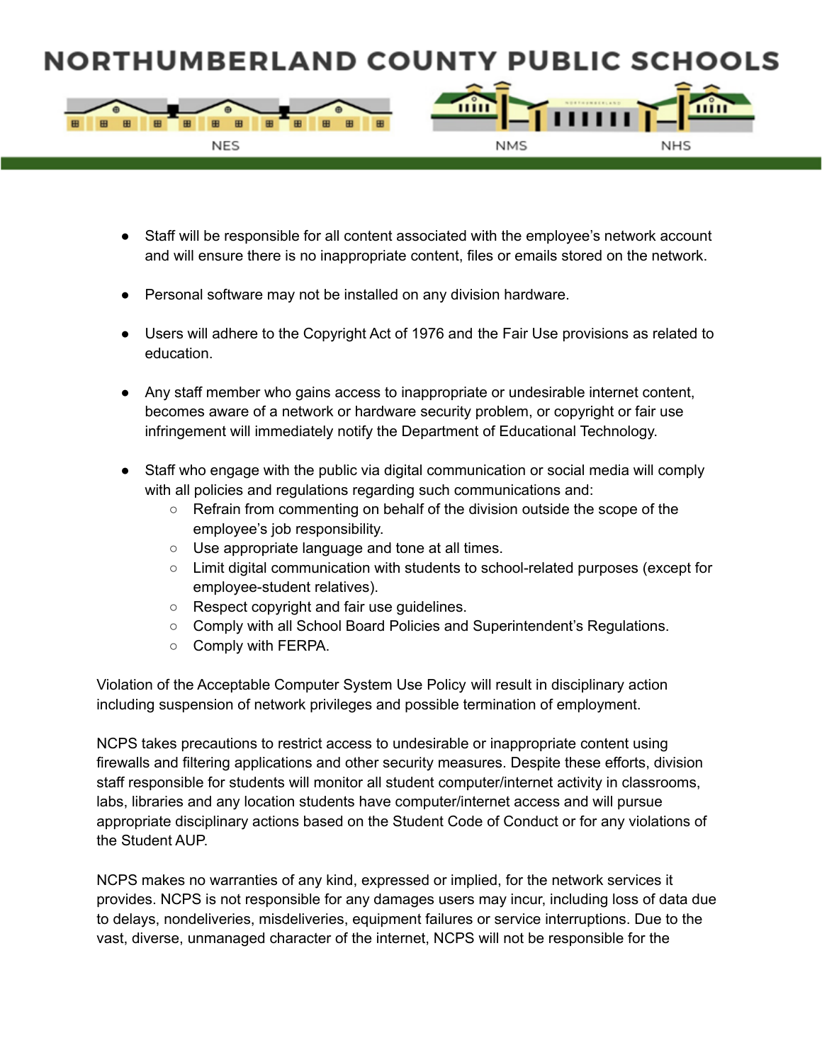- Staff will be responsible for all content associated with the employee's network account and will ensure there is no inappropriate content, files or emails stored on the network.

- Personal software may not be installed on any division hardware.

- Users will adhere to the Copyright Act of 1976 and the Fair Use provisions as related to education.

- Any staff member who gains access to inappropriate or undesirable internet content, becomes aware of a network or hardware security problem, or copyright or fair use infringement will immediately notify the Department of Educational Technology.

- Staff who engage with the public via digital communication or social media will comply with all policies and regulations regarding such communications and:
  - Refrain from commenting on behalf of the division outside the scope of the employee's job responsibility.
  - Use appropriate language and tone at all times.
  - Limit digital communication with students to school-related purposes (except for employee-student relatives).
  - Respect copyright and fair use guidelines.
  - Comply with all School Board Policies and Superintendent's Regulations.
  - Comply with FERPA.

Violation of the Acceptable Computer System Use Policy will result in disciplinary action including suspension of network privileges and possible termination of employment.

NCPS takes precautions to restrict access to undesirable or inappropriate content using firewalls and filtering applications and other security measures. Despite these efforts, division staff responsible for students will monitor all student computer/internet activity in classrooms, labs, libraries and any location students have computer/internet access and will pursue appropriate disciplinary actions based on the Student Code of Conduct or for any violations of the Student AUP.

NCPS makes no warranties of any kind, expressed or implied, for the network services it provides. NCPS is not responsible for any damages users may incur, including loss of data due to delays, nondeliveries, misdeliveries, equipment failures or service interruptions. Due to the vast, diverse, unmanaged character of the internet, NCPS will not be responsible for the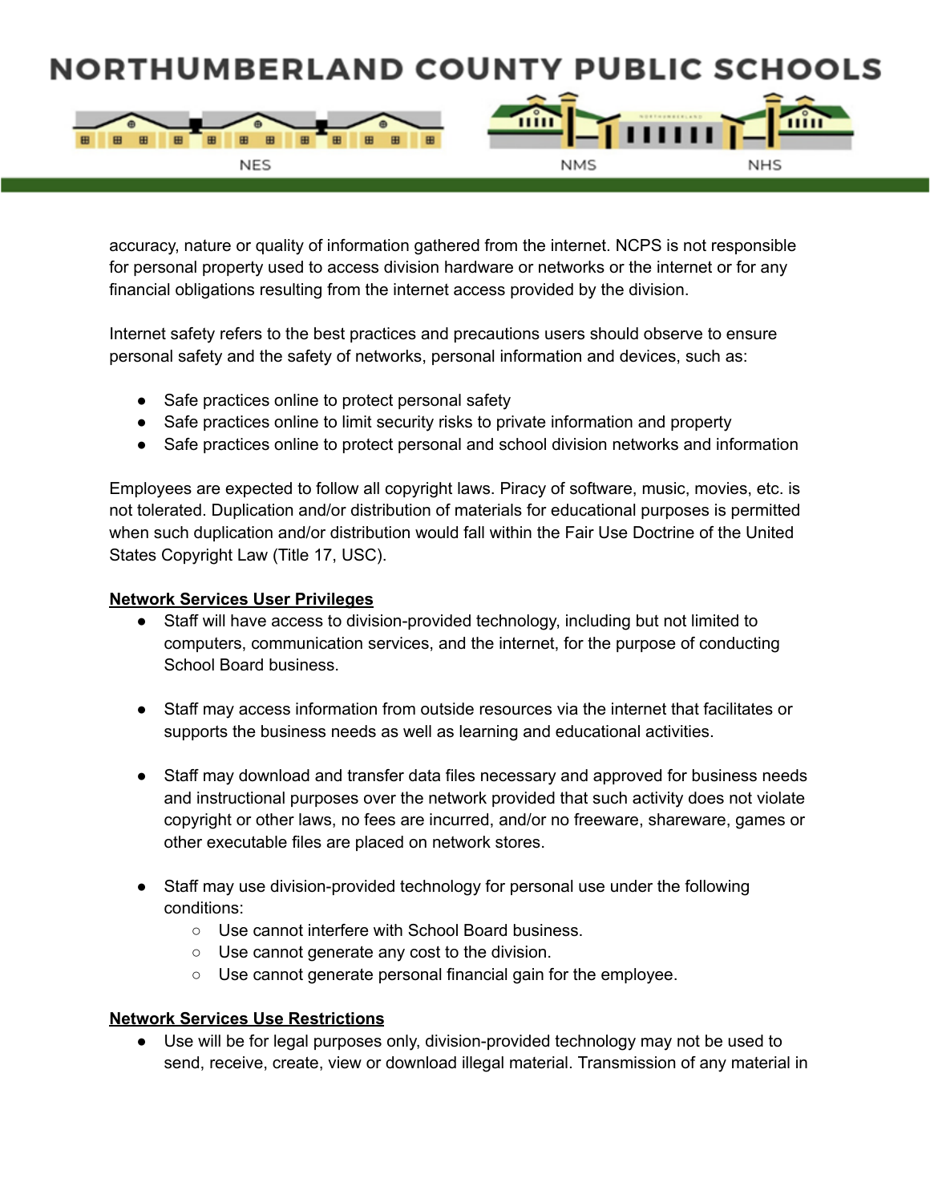accuracy, nature or quality of information gathered from the internet. NCPS is not responsible for personal property used to access division hardware or networks or the internet or for any financial obligations resulting from the internet access provided by the division.

Internet safety refers to the best practices and precautions users should observe to ensure personal safety and the safety of networks, personal information and devices, such as:

- Safe practices online to protect personal safety
- Safe practices online to limit security risks to private information and property
- Safe practices online to protect personal and school division networks and information

Employees are expected to follow all copyright laws. Piracy of software, music, movies, etc. is not tolerated. Duplication and/or distribution of materials for educational purposes is permitted when such duplication and/or distribution would fall within the Fair Use Doctrine of the United States Copyright Law (Title 17, USC).

**Network Services User Privileges**

- Staff will have access to division-provided technology, including but not limited to computers, communication services, and the internet, for the purpose of conducting School Board business.
- Staff may access information from outside resources via the internet that facilitates or supports the business needs as well as learning and educational activities.
- Staff may download and transfer data files necessary and approved for business needs and instructional purposes over the network provided that such activity does not violate copyright or other laws, no fees are incurred, and/or no freeware, shareware, games or other executable files are placed on network stores.
- Staff may use division-provided technology for personal use under the following conditions:
  - Use cannot interfere with School Board business.
  - Use cannot generate any cost to the division.
  - Use cannot generate personal financial gain for the employee.

**Network Services Use Restrictions**

- Use will be for legal purposes only, division-provided technology may not be used to send, receive, create, view or download illegal material. Transmission of any material in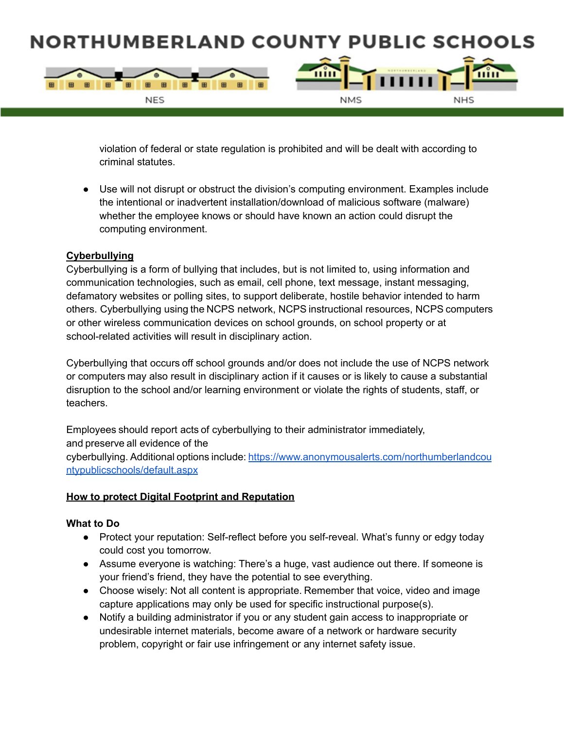violation of federal or state regulation is prohibited and will be dealt with according to criminal statutes.

- Use will not disrupt or obstruct the division's computing environment. Examples include the intentional or inadvertent installation/download of malicious software (malware) whether the employee knows or should have known an action could disrupt the computing environment.

**Cyberbullying**

Cyberbullying is a form of bullying that includes, but is not limited to, using information and communication technologies, such as email, cell phone, text message, instant messaging, defamatory websites or polling sites, to support deliberate, hostile behavior intended to harm others. Cyberbullying using the NCPS network, NCPS instructional resources, NCPS computers or other wireless communication devices on school grounds, on school property or at school-related activities will result in disciplinary action.

Cyberbullying that occurs off school grounds and/or does not include the use of NCPS network or computers may also result in disciplinary action if it causes or is likely to cause a substantial disruption to the school and/or learning environment or violate the rights of students, staff, or teachers.

Employees should report acts of cyberbullying to their administrator immediately, and preserve all evidence of the cyberbullying. Additional options include: [https://www.anonymousalerts.com/northumberlandcountypublicschools/default.aspx](https://www.anonymousalerts.com/northumberlandcountypublicschools/default.aspx)

**How to protect Digital Footprint and Reputation**

**What to Do**

- Protect your reputation: Self-reflect before you self-reveal. What's funny or edgy today could cost you tomorrow.
- Assume everyone is watching: There's a huge, vast audience out there. If someone is your friend's friend, they have the potential to see everything.
- Choose wisely: Not all content is appropriate. Remember that voice, video and image capture applications may only be used for specific instructional purpose(s).
- Notify a building administrator if you or any student gain access to inappropriate or undesirable internet materials, become aware of a network or hardware security problem, copyright or fair use infringement or any internet safety issue.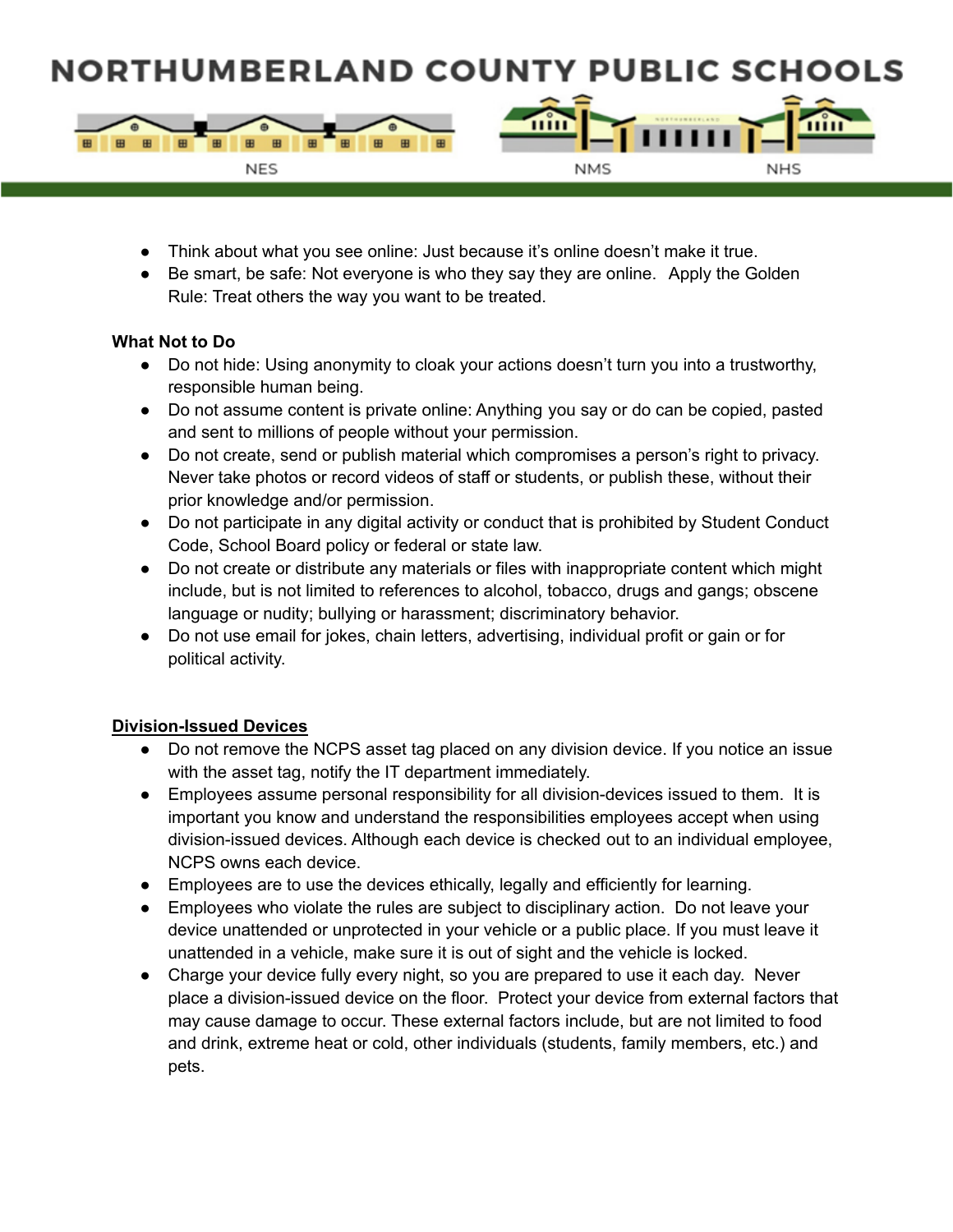- Think about what you see online: Just because it's online doesn't make it true.
- Be smart, be safe: Not everyone is who they say they are online. Apply the Golden Rule: Treat others the way you want to be treated.

**What Not to Do**

- Do not hide: Using anonymity to cloak your actions doesn't turn you into a trustworthy, responsible human being.
- Do not assume content is private online: Anything you say or do can be copied, pasted and sent to millions of people without your permission.
- Do not create, send or publish material which compromises a person's right to privacy. Never take photos or record videos of staff or students, or publish these, without their prior knowledge and/or permission.
- Do not participate in any digital activity or conduct that is prohibited by Student Conduct Code, School Board policy or federal or state law.
- Do not create or distribute any materials or files with inappropriate content which might include, but is not limited to references to alcohol, tobacco, drugs and gangs; obscene language or nudity; bullying or harassment; discriminatory behavior.
- Do not use email for jokes, chain letters, advertising, individual profit or gain or for political activity.

**<u>Division-Issued Devices</u>**

- Do not remove the NCPS asset tag placed on any division device. If you notice an issue with the asset tag, notify the IT department immediately.
- Employees assume personal responsibility for all division-devices issued to them. It is important you know and understand the responsibilities employees accept when using division-issued devices. Although each device is checked out to an individual employee, NCPS owns each device.
- Employees are to use the devices ethically, legally and efficiently for learning.
- Employees who violate the rules are subject to disciplinary action. Do not leave your device unattended or unprotected in your vehicle or a public place. If you must leave it unattended in a vehicle, make sure it is out of sight and the vehicle is locked.
- Charge your device fully every night, so you are prepared to use it each day. Never place a division-issued device on the floor. Protect your device from external factors that may cause damage to occur. These external factors include, but are not limited to food and drink, extreme heat or cold, other individuals (students, family members, etc.) and pets.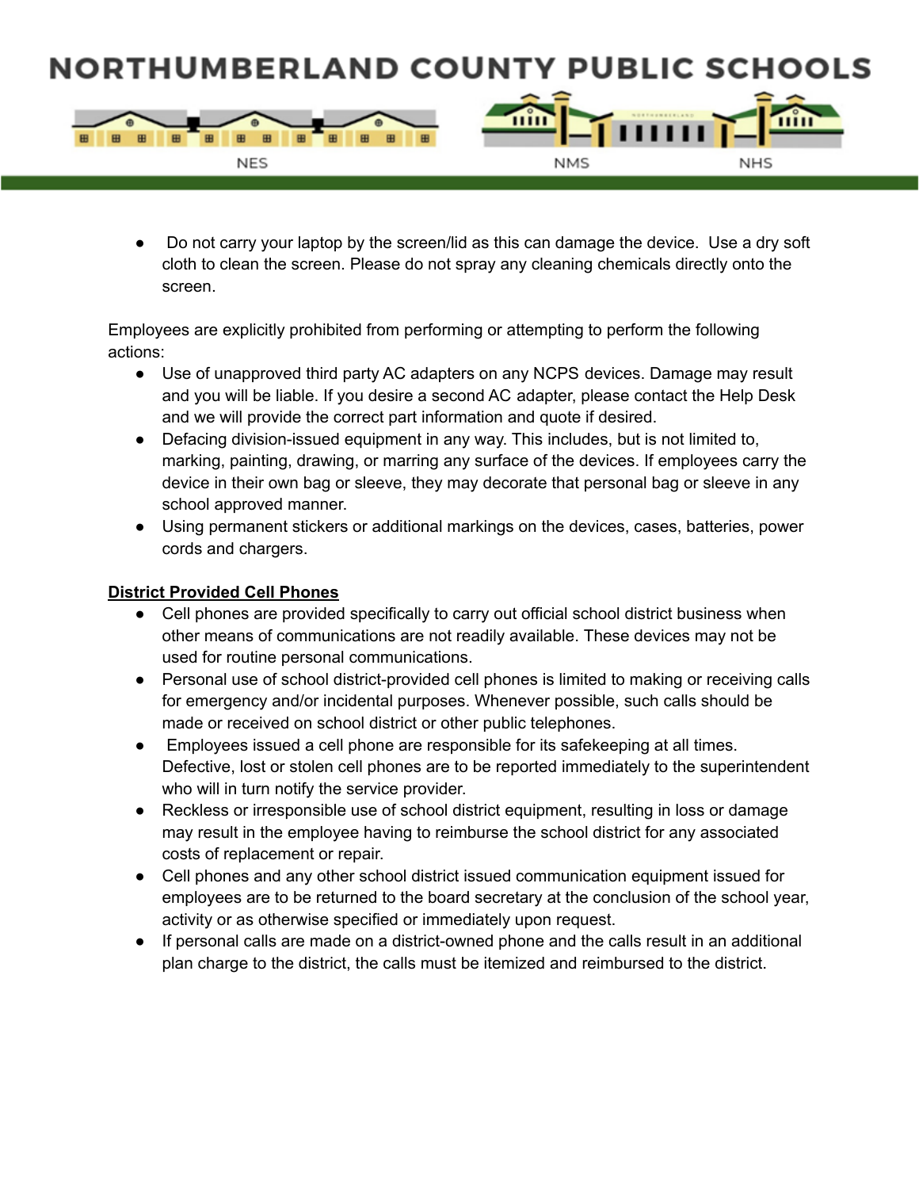- Do not carry your laptop by the screen/lid as this can damage the device. Use a dry soft cloth to clean the screen. Please do not spray any cleaning chemicals directly onto the screen.

Employees are explicitly prohibited from performing or attempting to perform the following actions:

- Use of unapproved third party AC adapters on any NCPS devices. Damage may result and you will be liable. If you desire a second AC adapter, please contact the Help Desk and we will provide the correct part information and quote if desired.
- Defacing division-issued equipment in any way. This includes, but is not limited to, marking, painting, drawing, or marring any surface of the devices. If employees carry the device in their own bag or sleeve, they may decorate that personal bag or sleeve in any school approved manner.
- Using permanent stickers or additional markings on the devices, cases, batteries, power cords and chargers.

**District Provided Cell Phones**

- Cell phones are provided specifically to carry out official school district business when other means of communications are not readily available. These devices may not be used for routine personal communications.
- Personal use of school district-provided cell phones is limited to making or receiving calls for emergency and/or incidental purposes. Whenever possible, such calls should be made or received on school district or other public telephones.
- Employees issued a cell phone are responsible for its safekeeping at all times. Defective, lost or stolen cell phones are to be reported immediately to the superintendent who will in turn notify the service provider.
- Reckless or irresponsible use of school district equipment, resulting in loss or damage may result in the employee having to reimburse the school district for any associated costs of replacement or repair.
- Cell phones and any other school district issued communication equipment issued for employees are to be returned to the board secretary at the conclusion of the school year, activity or as otherwise specified or immediately upon request.
- If personal calls are made on a district-owned phone and the calls result in an additional plan charge to the district, the calls must be itemized and reimbursed to the district.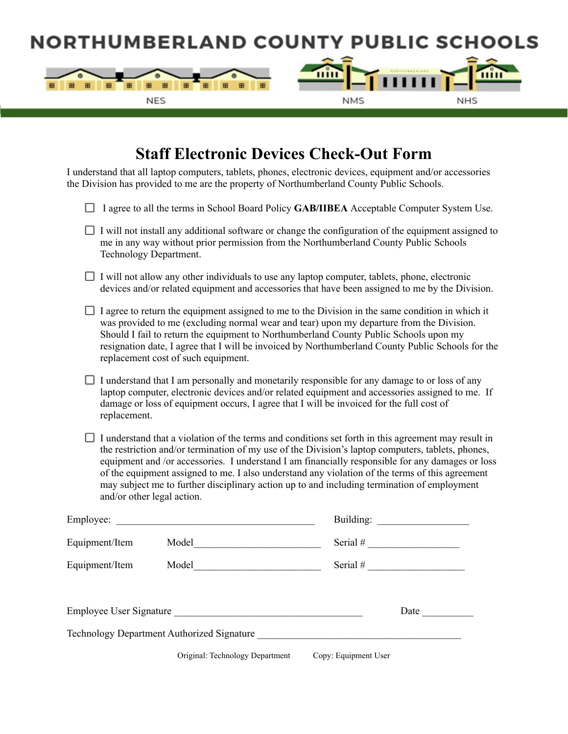# NORTHUMBERLAND COUNTY PUBLIC SCHOOLS

NES NMS NHS

## Staff Electronic Devices Check-Out Form

I understand that all laptop computers, tablets, phones, electronic devices, equipment and/or accessories the Division has provided to me are the property of Northumberland County Public Schools.

- ☐ I agree to all the terms in School Board Policy **GAB/IIBEA** Acceptable Computer System Use.
- ☐ I will not install any additional software or change the configuration of the equipment assigned to me in any way without prior permission from the Northumberland County Public Schools Technology Department.
- ☐ I will not allow any other individuals to use any laptop computer, tablets, phone, electronic devices and/or related equipment and accessories that have been assigned to me by the Division.
- ☐ I agree to return the equipment assigned to me to the Division in the same condition in which it was provided to me (excluding normal wear and tear) upon my departure from the Division. Should I fail to return the equipment to Northumberland County Public Schools upon my resignation date, I agree that I will be invoiced by Northumberland County Public Schools for the replacement cost of such equipment.
- ☐ I understand that I am personally and monetarily responsible for any damage to or loss of any laptop computer, electronic devices and/or related equipment and accessories assigned to me. If damage or loss of equipment occurs, I agree that I will be invoiced for the full cost of replacement.
- ☐ I understand that a violation of the terms and conditions set forth in this agreement may result in the restriction and/or termination of my use of the Division's laptop computers, tablets, phones, equipment and /or accessories. I understand I am financially responsible for any damages or loss of the equipment assigned to me. I also understand any violation of the terms of this agreement may subject me to further disciplinary action up to and including termination of employment and/or other legal action.

Employee: ______________________________________ Building: _________________

Equipment/Item Model________________________ Serial # _________________

Equipment/Item Model________________________ Serial # __________________

Employee User Signature ___________________________________ Date __________

Technology Department Authorized Signature ______________________________________

Original: Technology Department Copy: Equipment User